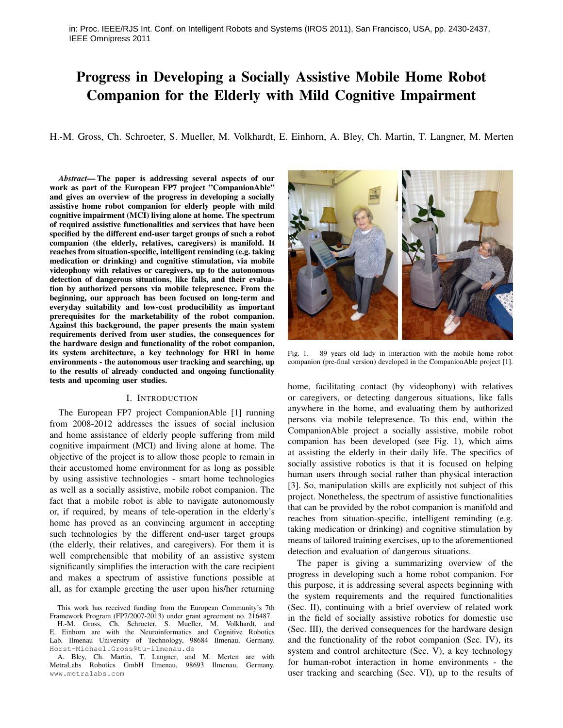in: Proc. IEEE/RJS Int. Conf. on Intelligent Robots and Systems (IROS 2011), San Francisco, USA, pp. 2430-2437, IEEE Omnipress 2011

# Progress in Developing a Socially Assistive Mobile Home Robot Companion for the Elderly with Mild Cognitive Impairment

H.-M. Gross, Ch. Schroeter, S. Mueller, M. Volkhardt, E. Einhorn, A. Bley, Ch. Martin, T. Langner, M. Merten

***Abstract*— The paper is addressing several aspects of our work as part of the European FP7 project "CompanionAble" and gives an overview of the progress in developing a socially assistive home robot companion for elderly people with mild cognitive impairment (MCI) living alone at home. The spectrum of required assistive functionalities and services that have been specified by the different end-user target groups of such a robot companion (the elderly, relatives, caregivers) is manifold. It reaches from situation-specific, intelligent reminding (e.g. taking medication or drinking) and cognitive stimulation, via mobile videophony with relatives or caregivers, up to the autonomous detection of dangerous situations, like falls, and their evaluation by authorized persons via mobile telepresence. From the beginning, our approach has been focused on long-term and everyday suitability and low-cost producibility as important prerequisites for the marketability of the robot companion. Against this background, the paper presents the main system requirements derived from user studies, the consequences for the hardware design and functionality of the robot companion, its system architecture, a key technology for HRI in home environments - the autonomous user tracking and searching, up to the results of already conducted and ongoing functionality tests and upcoming user studies.**

## I. Introduction

The European FP7 project CompanionAble [1] running from 2008-2012 addresses the issues of social inclusion and home assistance of elderly people suffering from mild cognitive impairment (MCI) and living alone at home. The objective of the project is to allow those people to remain in their accustomed home environment for as long as possible by using assistive technologies - smart home technologies as well as a socially assistive, mobile robot companion. The fact that a mobile robot is able to navigate autonomously or, if required, by means of tele-operation in the elderly's home has proved as an convincing argument in accepting such technologies by the different end-user target groups (the elderly, their relatives, and caregivers). For them it is well comprehensible that mobility of an assistive system significantly simplifies the interaction with the care recipient and makes a spectrum of assistive functions possible at all, as for example greeting the user upon his/her returning home, facilitating contact (by videophony) with relatives or caregivers, or detecting dangerous situations, like falls anywhere in the home, and evaluating them by authorized persons via mobile telepresence. To this end, within the CompanionAble project a socially assistive, mobile robot companion has been developed (see Fig. 1), which aims at assisting the elderly in their daily life. The specifics of socially assistive robotics is that it is focused on helping human users through social rather than physical interaction [3]. So, manipulation skills are explicitly not subject of this project. Nonetheless, the spectrum of assistive functionalities that can be provided by the robot companion is manifold and reaches from situation-specific, intelligent reminding (e.g. taking medication or drinking) and cognitive stimulation by means of tailored training exercises, up to the aforementioned detection and evaluation of dangerous situations.

Fig. 1. 89 years old lady in interaction with the mobile home robot companion (pre-final version) developed in the CompanionAble project [1].

The paper is giving a summarizing overview of the progress in developing such a home robot companion. For this purpose, it is addressing several aspects beginning with the system requirements and the required functionalities (Sec. II), continuing with a brief overview of related work in the field of socially assistive robotics for domestic use (Sec. III), the derived consequences for the hardware design and the functionality of the robot companion (Sec. IV), its system and control architecture (Sec. V), a key technology for human-robot interaction in home environments - the user tracking and searching (Sec. VI), up to the results of

This work has received funding from the European Community's 7th Framework Program (FP7/2007-2013) under grant agreement no. 216487.

H.-M. Gross, Ch. Schroeter, S. Mueller, M. Volkhardt, and E. Einhorn are with the Neuroinformatics and Cognitive Robotics Lab, Ilmenau University of Technology, 98684 Ilmenau, Germany. Horst-Michael.Gross@tu-ilmenau.de

A. Bley, Ch. Martin, T. Langner, and M. Merten are with MetraLabs Robotics GmbH Ilmenau, 98693 Ilmenau, Germany. www.metralabs.com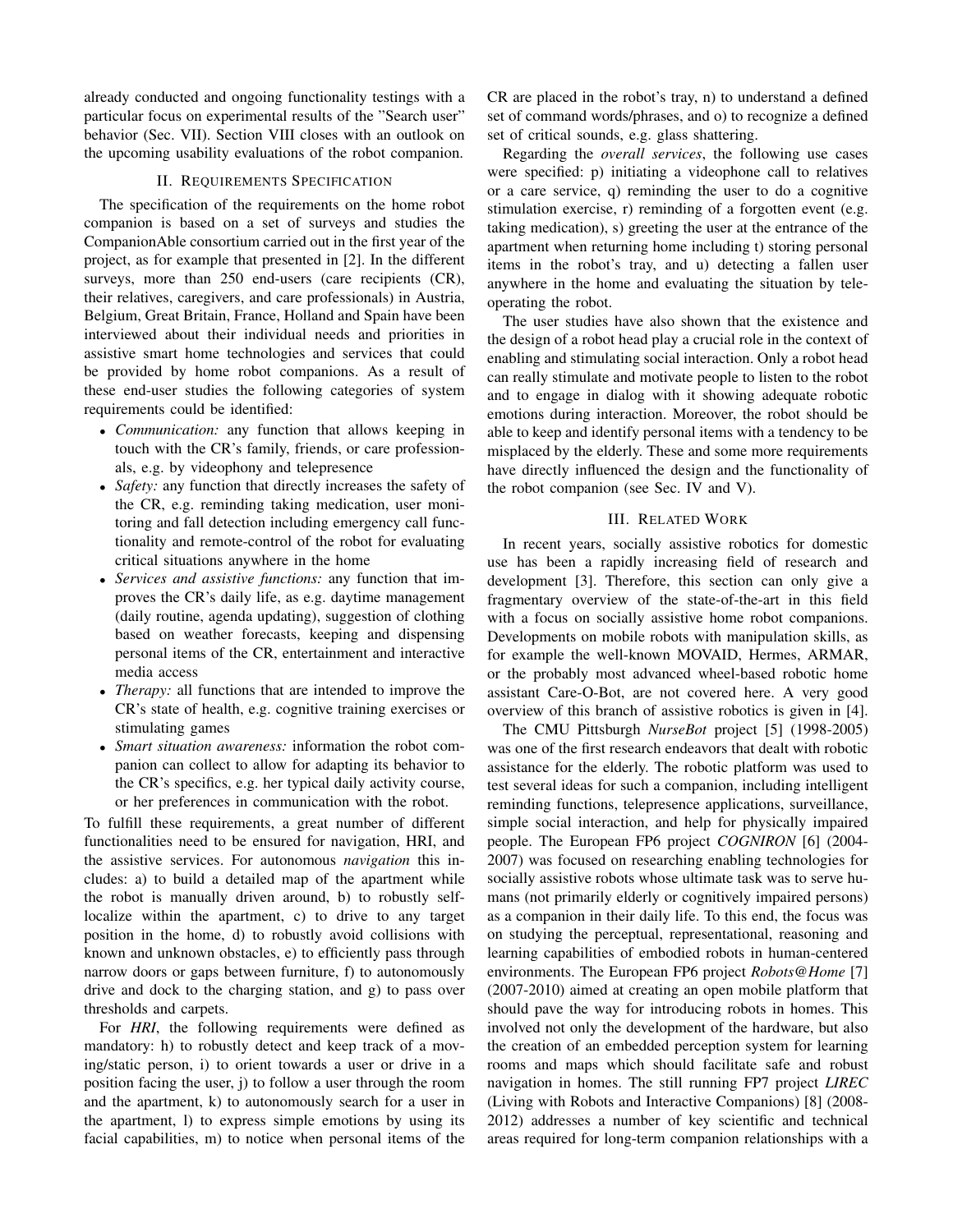already conducted and ongoing functionality testings with a particular focus on experimental results of the "Search user" behavior (Sec. VII). Section VIII closes with an outlook on the upcoming usability evaluations of the robot companion.

## II. Requirements Specification

The specification of the requirements on the home robot companion is based on a set of surveys and studies the CompanionAble consortium carried out in the first year of the project, as for example that presented in [2]. In the different surveys, more than 250 end-users (care recipients (CR), their relatives, caregivers, and care professionals) in Austria, Belgium, Great Britain, France, Holland and Spain have been interviewed about their individual needs and priorities in assistive smart home technologies and services that could be provided by home robot companions. As a result of these end-user studies the following categories of system requirements could be identified:

- *Communication:* any function that allows keeping in touch with the CR's family, friends, or care professionals, e.g. by videophony and telepresence
- *Safety:* any function that directly increases the safety of the CR, e.g. reminding taking medication, user monitoring and fall detection including emergency call functionality and remote-control of the robot for evaluating critical situations anywhere in the home
- *Services and assistive functions:* any function that improves the CR's daily life, as e.g. daytime management (daily routine, agenda updating), suggestion of clothing based on weather forecasts, keeping and dispensing personal items of the CR, entertainment and interactive media access
- *Therapy:* all functions that are intended to improve the CR's state of health, e.g. cognitive training exercises or stimulating games
- *Smart situation awareness:* information the robot companion can collect to allow for adapting its behavior to the CR's specifics, e.g. her typical daily activity course, or her preferences in communication with the robot.

To fulfill these requirements, a great number of different functionalities need to be ensured for navigation, HRI, and the assistive services. For autonomous *navigation* this includes: a) to build a detailed map of the apartment while the robot is manually driven around, b) to robustly self-localize within the apartment, c) to drive to any target position in the home, d) to robustly avoid collisions with known and unknown obstacles, e) to efficiently pass through narrow doors or gaps between furniture, f) to autonomously drive and dock to the charging station, and g) to pass over thresholds and carpets.

For *HRI*, the following requirements were defined as mandatory: h) to robustly detect and keep track of a moving/static person, i) to orient towards a user or drive in a position facing the user, j) to follow a user through the room and the apartment, k) to autonomously search for a user in the apartment, l) to express simple emotions by using its facial capabilities, m) to notice when personal items of the CR are placed in the robot's tray, n) to understand a defined set of command words/phrases, and o) to recognize a defined set of critical sounds, e.g. glass shattering.

Regarding the *overall services*, the following use cases were specified: p) initiating a videophone call to relatives or a care service, q) reminding the user to do a cognitive stimulation exercise, r) reminding of a forgotten event (e.g. taking medication), s) greeting the user at the entrance of the apartment when returning home including t) storing personal items in the robot's tray, and u) detecting a fallen user anywhere in the home and evaluating the situation by tele-operating the robot.

The user studies have also shown that the existence and the design of a robot head play a crucial role in the context of enabling and stimulating social interaction. Only a robot head can really stimulate and motivate people to listen to the robot and to engage in dialog with it showing adequate robotic emotions during interaction. Moreover, the robot should be able to keep and identify personal items with a tendency to be misplaced by the elderly. These and some more requirements have directly influenced the design and the functionality of the robot companion (see Sec. IV and V).

## III. Related Work

In recent years, socially assistive robotics for domestic use has been a rapidly increasing field of research and development [3]. Therefore, this section can only give a fragmentary overview of the state-of-the-art in this field with a focus on socially assistive home robot companions. Developments on mobile robots with manipulation skills, as for example the well-known MOVAID, Hermes, ARMAR, or the probably most advanced wheel-based robotic home assistant Care-O-Bot, are not covered here. A very good overview of this branch of assistive robotics is given in [4].

The CMU Pittsburgh *NurseBot* project [5] (1998-2005) was one of the first research endeavors that dealt with robotic assistance for the elderly. The robotic platform was used to test several ideas for such a companion, including intelligent reminding functions, telepresence applications, surveillance, simple social interaction, and help for physically impaired people. The European FP6 project *COGNIRON* [6] (2004-2007) was focused on researching enabling technologies for socially assistive robots whose ultimate task was to serve humans (not primarily elderly or cognitively impaired persons) as a companion in their daily life. To this end, the focus was on studying the perceptual, representational, reasoning and learning capabilities of embodied robots in human-centered environments. The European FP6 project *Robots@Home* [7] (2007-2010) aimed at creating an open mobile platform that should pave the way for introducing robots in homes. This involved not only the development of the hardware, but also the creation of an embedded perception system for learning rooms and maps which should facilitate safe and robust navigation in homes. The still running FP7 project *LIREC* (Living with Robots and Interactive Companions) [8] (2008-2012) addresses a number of key scientific and technical areas required for long-term companion relationships with a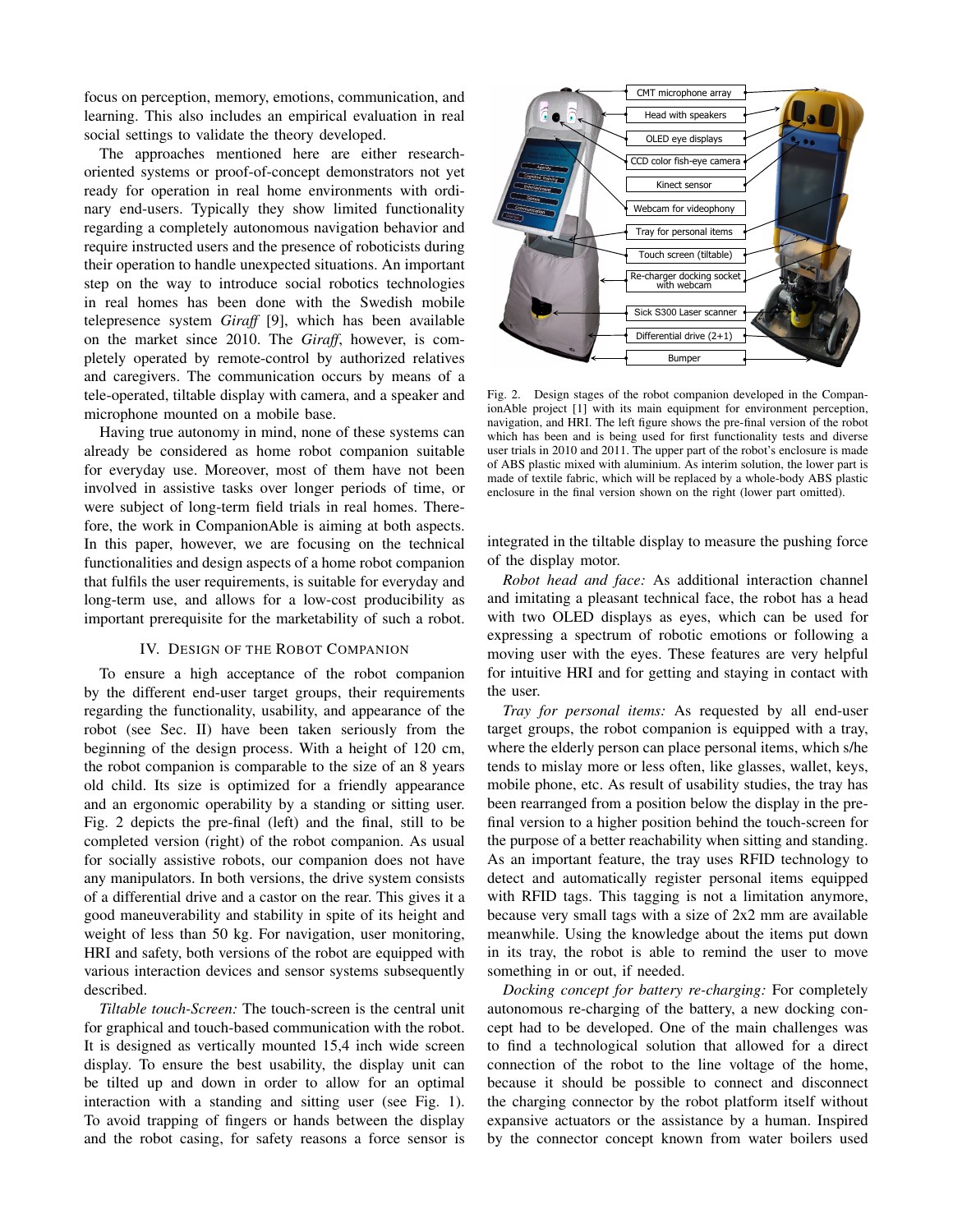focus on perception, memory, emotions, communication, and learning. This also includes an empirical evaluation in real social settings to validate the theory developed.

The approaches mentioned here are either research-oriented systems or proof-of-concept demonstrators not yet ready for operation in real home environments with ordinary end-users. Typically they show limited functionality regarding a completely autonomous navigation behavior and require instructed users and the presence of roboticists during their operation to handle unexpected situations. An important step on the way to introduce social robotics technologies in real homes has been done with the Swedish mobile telepresence system *Giraff* [9], which has been available on the market since 2010. The *Giraff*, however, is completely operated by remote-control by authorized relatives and caregivers. The communication occurs by means of a tele-operated, tiltable display with camera, and a speaker and microphone mounted on a mobile base.

Having true autonomy in mind, none of these systems can already be considered as home robot companion suitable for everyday use. Moreover, most of them have not been involved in assistive tasks over longer periods of time, or were subject of long-term field trials in real homes. Therefore, the work in CompanionAble is aiming at both aspects. In this paper, however, we are focusing on the technical functionalities and design aspects of a home robot companion that fulfils the user requirements, is suitable for everyday and long-term use, and allows for a low-cost producibility as important prerequisite for the marketability of such a robot.

## IV. Design of the Robot Companion

To ensure a high acceptance of the robot companion by the different end-user target groups, their requirements regarding the functionality, usability, and appearance of the robot (see Sec. II) have been taken seriously from the beginning of the design process. With a height of 120 cm, the robot companion is comparable to the size of an 8 years old child. Its size is optimized for a friendly appearance and an ergonomic operability by a standing or sitting user. Fig. 2 depicts the pre-final (left) and the final, still to be completed version (right) of the robot companion. As usual for socially assistive robots, our companion does not have any manipulators. In both versions, the drive system consists of a differential drive and a castor on the rear. This gives it a good maneuverability and stability in spite of its height and weight of less than 50 kg. For navigation, user monitoring, HRI and safety, both versions of the robot are equipped with various interaction devices and sensor systems subsequently described.

*Tiltable touch-Screen:* The touch-screen is the central unit for graphical and touch-based communication with the robot. It is designed as vertically mounted 15,4 inch wide screen display. To ensure the best usability, the display unit can be tilted up and down in order to allow for an optimal interaction with a standing and sitting user (see Fig. 1). To avoid trapping of fingers or hands between the display and the robot casing, for safety reasons a force sensor is integrated in the tiltable display to measure the pushing force of the display motor.

Fig. 2. Design stages of the robot companion developed in the CompanionAble project [1] with its main equipment for environment perception, navigation, and HRI. The left figure shows the pre-final version of the robot which has been and is being used for first functionality tests and diverse user trials in 2010 and 2011. The upper part of the robot's enclosure is made of ABS plastic mixed with aluminium. As interim solution, the lower part is made of textile fabric, which will be replaced by a whole-body ABS plastic enclosure in the final version shown on the right (lower part omitted).

*Robot head and face:* As additional interaction channel and imitating a pleasant technical face, the robot has a head with two OLED displays as eyes, which can be used for expressing a spectrum of robotic emotions or following a moving user with the eyes. These features are very helpful for intuitive HRI and for getting and staying in contact with the user.

*Tray for personal items:* As requested by all end-user target groups, the robot companion is equipped with a tray, where the elderly person can place personal items, which s/he tends to mislay more or less often, like glasses, wallet, keys, mobile phone, etc. As result of usability studies, the tray has been rearranged from a position below the display in the pre-final version to a higher position behind the touch-screen for the purpose of a better reachability when sitting and standing. As an important feature, the tray uses RFID technology to detect and automatically register personal items equipped with RFID tags. This tagging is not a limitation anymore, because very small tags with a size of 2x2 mm are available meanwhile. Using the knowledge about the items put down in its tray, the robot is able to remind the user to move something in or out, if needed.

*Docking concept for battery re-charging:* For completely autonomous re-charging of the battery, a new docking concept had to be developed. One of the main challenges was to find a technological solution that allowed for a direct connection of the robot to the line voltage of the home, because it should be possible to connect and disconnect the charging connector by the robot platform itself without expansive actuators or the assistance by a human. Inspired by the connector concept known from water boilers used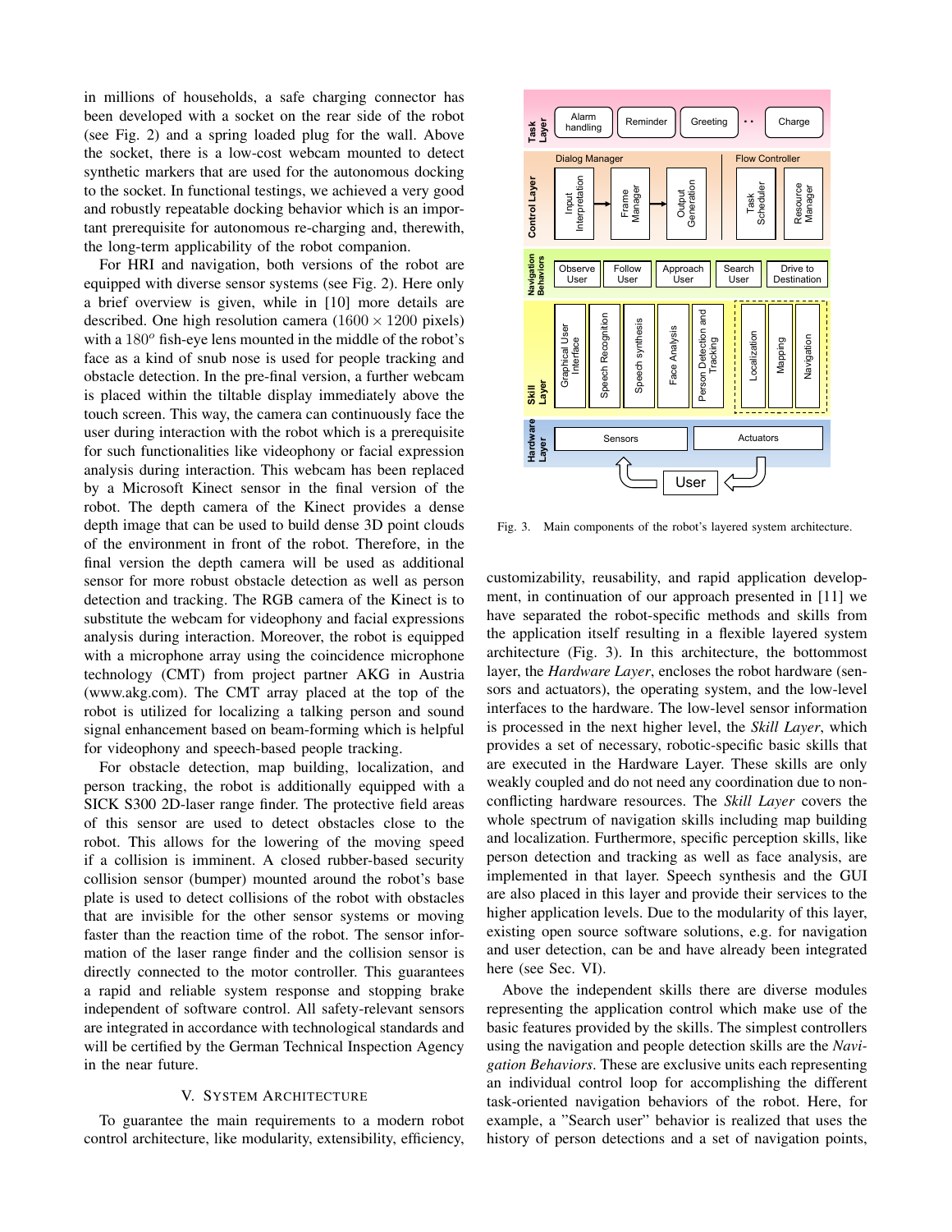in millions of households, a safe charging connector has been developed with a socket on the rear side of the robot (see Fig. 2) and a spring loaded plug for the wall. Above the socket, there is a low-cost webcam mounted to detect synthetic markers that are used for the autonomous docking to the socket. In functional testings, we achieved a very good and robustly repeatable docking behavior which is an important prerequisite for autonomous re-charging and, therewith, the long-term applicability of the robot companion.

For HRI and navigation, both versions of the robot are equipped with diverse sensor systems (see Fig. 2). Here only a brief overview is given, while in [10] more details are described. One high resolution camera ($1600 \times 1200$ pixels) with a $180^o$ fish-eye lens mounted in the middle of the robot's face as a kind of snub nose is used for people tracking and obstacle detection. In the pre-final version, a further webcam is placed within the tiltable display immediately above the touch screen. This way, the camera can continuously face the user during interaction with the robot which is a prerequisite for such functionalities like videophony or facial expression analysis during interaction. This webcam has been replaced by a Microsoft Kinect sensor in the final version of the robot. The depth camera of the Kinect provides a dense depth image that can be used to build dense 3D point clouds of the environment in front of the robot. Therefore, in the final version the depth camera will be used as additional sensor for more robust obstacle detection as well as person detection and tracking. The RGB camera of the Kinect is to substitute the webcam for videophony and facial expressions analysis during interaction. Moreover, the robot is equipped with a microphone array using the coincidence microphone technology (CMT) from project partner AKG in Austria (www.akg.com). The CMT array placed at the top of the robot is utilized for localizing a talking person and sound signal enhancement based on beam-forming which is helpful for videophony and speech-based people tracking.

For obstacle detection, map building, localization, and person tracking, the robot is additionally equipped with a SICK S300 2D-laser range finder. The protective field areas of this sensor are used to detect obstacles close to the robot. This allows for the lowering of the moving speed if a collision is imminent. A closed rubber-based security collision sensor (bumper) mounted around the robot's base plate is used to detect collisions of the robot with obstacles that are invisible for the other sensor systems or moving faster than the reaction time of the robot. The sensor information of the laser range finder and the collision sensor is directly connected to the motor controller. This guarantees a rapid and reliable system response and stopping brake independent of software control. All safety-relevant sensors are integrated in accordance with technological standards and will be certified by the German Technical Inspection Agency in the near future.

## V. System Architecture

To guarantee the main requirements to a modern robot control architecture, like modularity, extensibility, efficiency, customizability, reusability, and rapid application development, in continuation of our approach presented in [11] we have separated the robot-specific methods and skills from the application itself resulting in a flexible layered system architecture (Fig. 3). In this architecture, the bottommost layer, the *Hardware Layer*, encloses the robot hardware (sensors and actuators), the operating system, and the low-level interfaces to the hardware. The low-level sensor information is processed in the next higher level, the *Skill Layer*, which provides a set of necessary, robotic-specific basic skills that are executed in the Hardware Layer. These skills are only weakly coupled and do not need any coordination due to nonconflicting hardware resources. The *Skill Layer* covers the whole spectrum of navigation skills including map building and localization. Furthermore, specific perception skills, like person detection and tracking as well as face analysis, are implemented in that layer. Speech synthesis and the GUI are also placed in this layer and provide their services to the higher application levels. Due to the modularity of this layer, existing open source software solutions, e.g. for navigation and user detection, can be and have already been integrated here (see Sec. VI).

Task Layer
Alarm handling
Reminder
Greeting
..
Charge

Control Layer
Dialog Manager
Input Interpretation
Frame Manager
Output Generation
Flow Controller
Task Scheduler
Resource Manager

Navigation Behaviors
Observe User
Follow User
Approach User
Search User
Drive to Destination

Skill Layer
Graphical User Interface
Speech Recognition
Speech synthesis
Face Analysis
Person Detection and Tracking
Localization
Mapping
Navigation

Hardware Layer
Sensors
Actuators
User

Fig. 3. Main components of the robot's layered system architecture.

Above the independent skills there are diverse modules representing the application control which make use of the basic features provided by the skills. The simplest controllers using the navigation and people detection skills are the *Navigation Behaviors*. These are exclusive units each representing an individual control loop for accomplishing the different task-oriented navigation behaviors of the robot. Here, for example, a "Search user" behavior is realized that uses the history of person detections and a set of navigation points,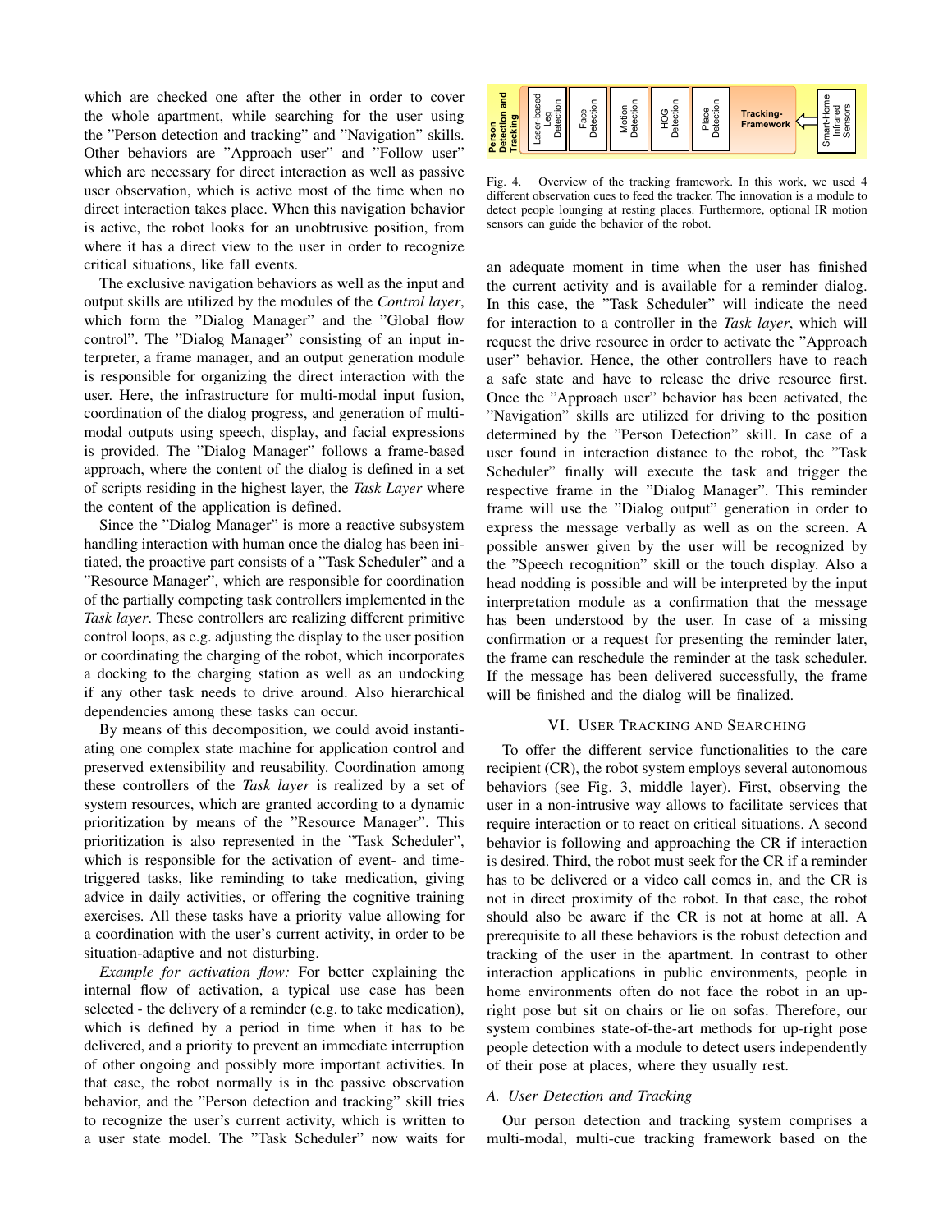which are checked one after the other in order to cover the whole apartment, while searching for the user using the "Person detection and tracking" and "Navigation" skills. Other behaviors are "Approach user" and "Follow user" which are necessary for direct interaction as well as passive user observation, which is active most of the time when no direct interaction takes place. When this navigation behavior is active, the robot looks for an unobtrusive position, from where it has a direct view to the user in order to recognize critical situations, like fall events.

The exclusive navigation behaviors as well as the input and output skills are utilized by the modules of the *Control layer*, which form the "Dialog Manager" and the "Global flow control". The "Dialog Manager" consisting of an input interpreter, a frame manager, and an output generation module is responsible for organizing the direct interaction with the user. Here, the infrastructure for multi-modal input fusion, coordination of the dialog progress, and generation of multi-modal outputs using speech, display, and facial expressions is provided. The "Dialog Manager" follows a frame-based approach, where the content of the dialog is defined in a set of scripts residing in the highest layer, the *Task Layer* where the content of the application is defined.

Since the "Dialog Manager" is more a reactive subsystem handling interaction with human once the dialog has been initiated, the proactive part consists of a "Task Scheduler" and a "Resource Manager", which are responsible for coordination of the partially competing task controllers implemented in the *Task layer*. These controllers are realizing different primitive control loops, as e.g. adjusting the display to the user position or coordinating the charging of the robot, which incorporates a docking to the charging station as well as an undocking if any other task needs to drive around. Also hierarchical dependencies among these tasks can occur.

By means of this decomposition, we could avoid instantiating one complex state machine for application control and preserved extensibility and reusability. Coordination among these controllers of the *Task layer* is realized by a set of system resources, which are granted according to a dynamic prioritization by means of the "Resource Manager". This prioritization is also represented in the "Task Scheduler", which is responsible for the activation of event- and time-triggered tasks, like reminding to take medication, giving advice in daily activities, or offering the cognitive training exercises. All these tasks have a priority value allowing for a coordination with the user's current activity, in order to be situation-adaptive and not disturbing.

*Example for activation flow:* For better explaining the internal flow of activation, a typical use case has been selected - the delivery of a reminder (e.g. to take medication), which is defined by a period in time when it has to be delivered, and a priority to prevent an immediate interruption of other ongoing and possibly more important activities. In that case, the robot normally is in the passive observation behavior, and the "Person detection and tracking" skill tries to recognize the user's current activity, which is written to a user state model. The "Task Scheduler" now waits for an adequate moment in time when the user has finished the current activity and is available for a reminder dialog. In this case, the "Task Scheduler" will indicate the need for interaction to a controller in the *Task layer*, which will request the drive resource in order to activate the "Approach user" behavior. Hence, the other controllers have to reach a safe state and have to release the drive resource first. Once the "Approach user" behavior has been activated, the "Navigation" skills are utilized for driving to the position determined by the "Person Detection" skill. In case of a user found in interaction distance to the robot, the "Task Scheduler" finally will execute the task and trigger the respective frame in the "Dialog Manager". This reminder frame will use the "Dialog output" generation in order to express the message verbally as well as on the screen. A possible answer given by the user will be recognized by the "Speech recognition" skill or the touch display. Also a head nodding is possible and will be interpreted by the input interpretation module as a confirmation that the message has been understood by the user. In case of a missing confirmation or a request for presenting the reminder later, the frame can reschedule the reminder at the task scheduler. If the message has been delivered successfully, the frame will be finished and the dialog will be finalized.

Person Detection and Tracking | Laser-based Leg Detection | Face Detection | Motion Detection | HOG Detection | Place Detection | Tracking-Framework | Smart-Home Infrared Sensors

Fig. 4. Overview of the tracking framework. In this work, we used 4 different observation cues to feed the tracker. The innovation is a module to detect people lounging at resting places. Furthermore, optional IR motion sensors can guide the behavior of the robot.

## VI. User Tracking and Searching

To offer the different service functionalities to the care recipient (CR), the robot system employs several autonomous behaviors (see Fig. 3, middle layer). First, observing the user in a non-intrusive way allows to facilitate services that require interaction or to react on critical situations. A second behavior is following and approaching the CR if interaction is desired. Third, the robot must seek for the CR if a reminder has to be delivered or a video call comes in, and the CR is not in direct proximity of the robot. In that case, the robot should also be aware if the CR is not at home at all. A prerequisite to all these behaviors is the robust detection and tracking of the user in the apartment. In contrast to other interaction applications in public environments, people in home environments often do not face the robot in an up-right pose but sit on chairs or lie on sofas. Therefore, our system combines state-of-the-art methods for up-right pose people detection with a module to detect users independently of their pose at places, where they usually rest.

### A. User Detection and Tracking

Our person detection and tracking system comprises a multi-modal, multi-cue tracking framework based on the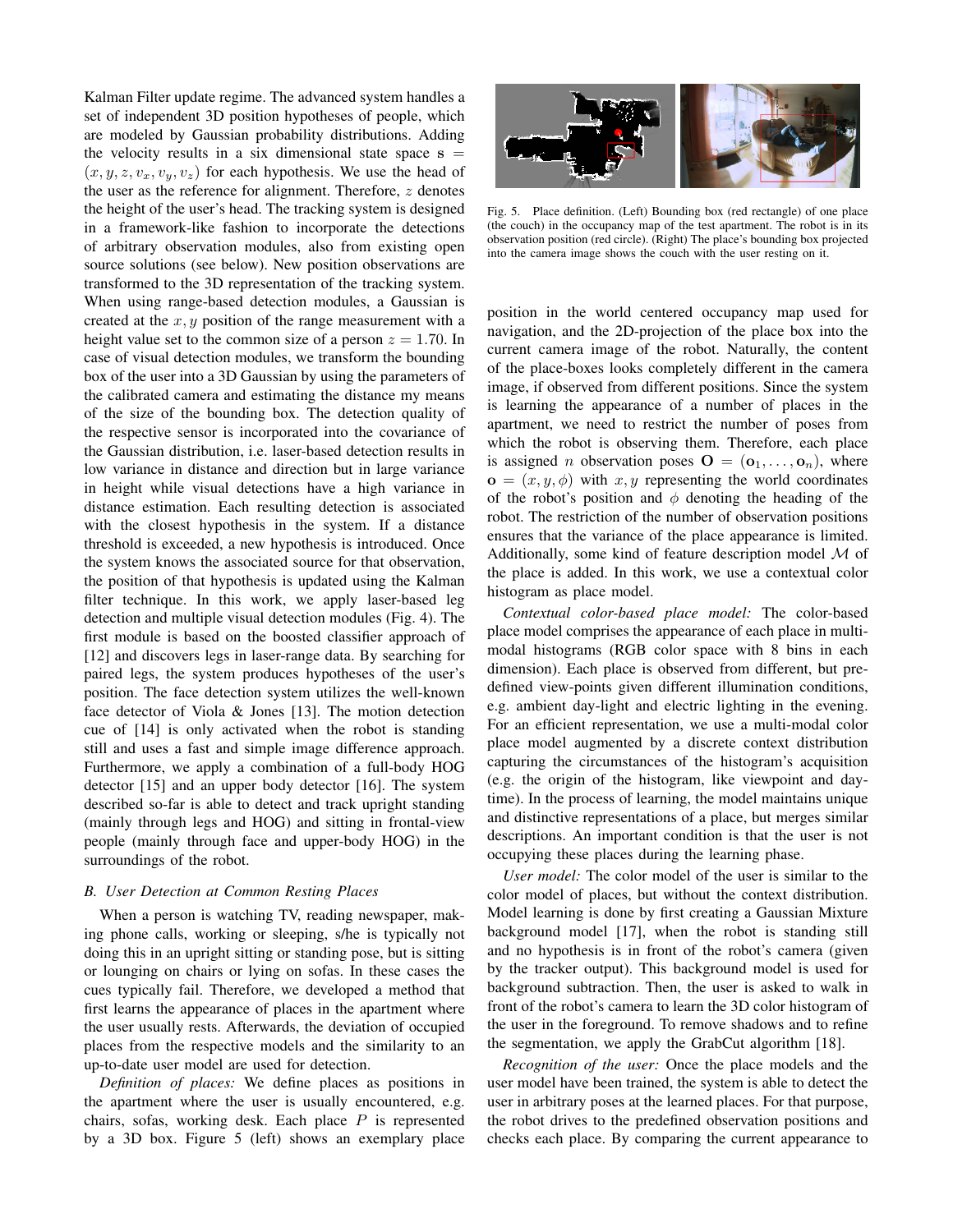Kalman Filter update regime. The advanced system handles a set of independent 3D position hypotheses of people, which are modeled by Gaussian probability distributions. Adding the velocity results in a six dimensional state space $\mathbf{s} = (x, y, z, v_x, v_y, v_z)$ for each hypothesis. We use the head of the user as the reference for alignment. Therefore, $z$ denotes the height of the user's head. The tracking system is designed in a framework-like fashion to incorporate the detections of arbitrary observation modules, also from existing open source solutions (see below). New position observations are transformed to the 3D representation of the tracking system. When using range-based detection modules, a Gaussian is created at the $x, y$ position of the range measurement with a height value set to the common size of a person $z = 1.70$. In case of visual detection modules, we transform the bounding box of the user into a 3D Gaussian by using the parameters of the calibrated camera and estimating the distance my means of the size of the bounding box. The detection quality of the respective sensor is incorporated into the covariance of the Gaussian distribution, i.e. laser-based detection results in low variance in distance and direction but in large variance in height while visual detections have a high variance in distance estimation. Each resulting detection is associated with the closest hypothesis in the system. If a distance threshold is exceeded, a new hypothesis is introduced. Once the system knows the associated source for that observation, the position of that hypothesis is updated using the Kalman filter technique. In this work, we apply laser-based leg detection and multiple visual detection modules (Fig. 4). The first module is based on the boosted classifier approach of [12] and discovers legs in laser-range data. By searching for paired legs, the system produces hypotheses of the user's position. The face detection system utilizes the well-known face detector of Viola & Jones [13]. The motion detection cue of [14] is only activated when the robot is standing still and uses a fast and simple image difference approach. Furthermore, we apply a combination of a full-body HOG detector [15] and an upper body detector [16]. The system described so-far is able to detect and track upright standing (mainly through legs and HOG) and sitting in frontal-view people (mainly through face and upper-body HOG) in the surroundings of the robot.

### B. User Detection at Common Resting Places

When a person is watching TV, reading newspaper, making phone calls, working or sleeping, s/he is typically not doing this in an upright sitting or standing pose, but is sitting or lounging on chairs or lying on sofas. In these cases the cues typically fail. Therefore, we developed a method that first learns the appearance of places in the apartment where the user usually rests. Afterwards, the deviation of occupied places from the respective models and the similarity to an up-to-date user model are used for detection.

*Definition of places:* We define places as positions in the apartment where the user is usually encountered, e.g. chairs, sofas, working desk. Each place $P$ is represented by a 3D box. Figure 5 (left) shows an exemplary place position in the world centered occupancy map used for navigation, and the 2D-projection of the place box into the current camera image of the robot. Naturally, the content of the place-boxes looks completely different in the camera image, if observed from different positions. Since the system is learning the appearance of a number of places in the apartment, we need to restrict the number of poses from which the robot is observing them. Therefore, each place is assigned $n$ observation poses $\mathbf{O} = (\mathbf{o}_1, \ldots, \mathbf{o}_n)$, where $\mathbf{o} = (x, y, \phi)$ with $x, y$ representing the world coordinates of the robot's position and $\phi$ denoting the heading of the robot. The restriction of the number of observation positions ensures that the variance of the place appearance is limited. Additionally, some kind of feature description model $\mathcal{M}$ of the place is added. In this work, we use a contextual color histogram as place model.

Fig. 5. Place definition. (Left) Bounding box (red rectangle) of one place (the couch) in the occupancy map of the test apartment. The robot is in its observation position (red circle). (Right) The place's bounding box projected into the camera image shows the couch with the user resting on it.

*Contextual color-based place model:* The color-based place model comprises the appearance of each place in multi-modal histograms (RGB color space with 8 bins in each dimension). Each place is observed from different, but pre-defined view-points given different illumination conditions, e.g. ambient day-light and electric lighting in the evening. For an efficient representation, we use a multi-modal color place model augmented by a discrete context distribution capturing the circumstances of the histogram's acquisition (e.g. the origin of the histogram, like viewpoint and day-time). In the process of learning, the model maintains unique and distinctive representations of a place, but merges similar descriptions. An important condition is that the user is not occupying these places during the learning phase.

*User model:* The color model of the user is similar to the color model of places, but without the context distribution. Model learning is done by first creating a Gaussian Mixture background model [17], when the robot is standing still and no hypothesis is in front of the robot's camera (given by the tracker output). This background model is used for background subtraction. Then, the user is asked to walk in front of the robot's camera to learn the 3D color histogram of the user in the foreground. To remove shadows and to refine the segmentation, we apply the GrabCut algorithm [18].

*Recognition of the user:* Once the place models and the user model have been trained, the system is able to detect the user in arbitrary poses at the learned places. For that purpose, the robot drives to the predefined observation positions and checks each place. By comparing the current appearance to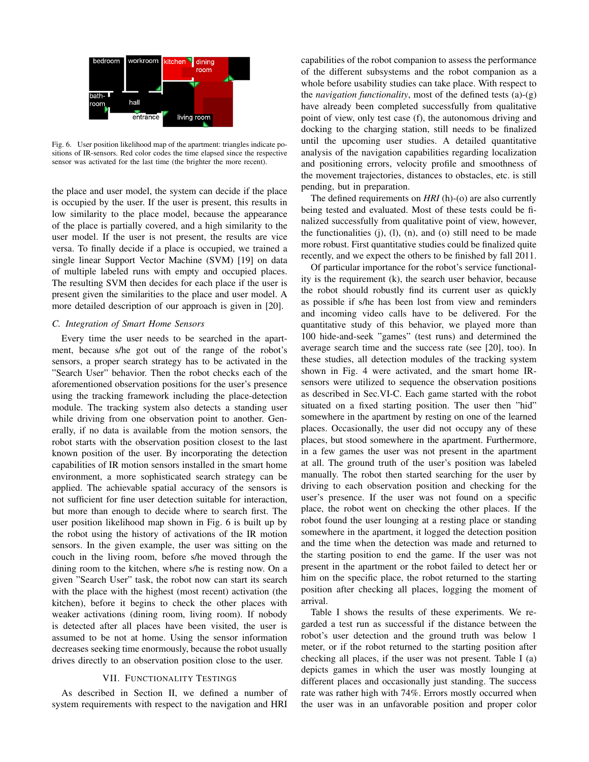bedroom
workroom
kitchen
dining room
bath-room
hall
entrance
living room

Fig. 6. User position likelihood map of the apartment: triangles indicate positions of IR-sensors. Red color codes the time elapsed since the respective sensor was activated for the last time (the brighter the more recent).

the place and user model, the system can decide if the place is occupied by the user. If the user is present, this results in low similarity to the place model, because the appearance of the place is partially covered, and a high similarity to the user model. If the user is not present, the results are vice versa. To finally decide if a place is occupied, we trained a single linear Support Vector Machine (SVM) [19] on data of multiple labeled runs with empty and occupied places. The resulting SVM then decides for each place if the user is present given the similarities to the place and user model. A more detailed description of our approach is given in [20].

### C. Integration of Smart Home Sensors

Every time the user needs to be searched in the apartment, because s/he got out of the range of the robot's sensors, a proper search strategy has to be activated in the "Search User" behavior. Then the robot checks each of the aforementioned observation positions for the user's presence using the tracking framework including the place-detection module. The tracking system also detects a standing user while driving from one observation point to another. Generally, if no data is available from the motion sensors, the robot starts with the observation position closest to the last known position of the user. By incorporating the detection capabilities of IR motion sensors installed in the smart home environment, a more sophisticated search strategy can be applied. The achievable spatial accuracy of the sensors is not sufficient for fine user detection suitable for interaction, but more than enough to decide where to search first. The user position likelihood map shown in Fig. 6 is built up by the robot using the history of activations of the IR motion sensors. In the given example, the user was sitting on the couch in the living room, before s/he moved through the dining room to the kitchen, where s/he is resting now. On a given "Search User" task, the robot now can start its search with the place with the highest (most recent) activation (the kitchen), before it begins to check the other places with weaker activations (dining room, living room). If nobody is detected after all places have been visited, the user is assumed to be not at home. Using the sensor information decreases seeking time enormously, because the robot usually drives directly to an observation position close to the user.

## VII. Functionality Testings

As described in Section II, we defined a number of system requirements with respect to the navigation and HRI capabilities of the robot companion to assess the performance of the different subsystems and the robot companion as a whole before usability studies can take place. With respect to the *navigation functionality*, most of the defined tests (a)-(g) have already been completed successfully from qualitative point of view, only test case (f), the autonomous driving and docking to the charging station, still needs to be finalized until the upcoming user studies. A detailed quantitative analysis of the navigation capabilities regarding localization and positioning errors, velocity profile and smoothness of the movement trajectories, distances to obstacles, etc. is still pending, but in preparation.

The defined requirements on *HRI* (h)-(o) are also currently being tested and evaluated. Most of these tests could be finalized successfully from qualitative point of view, however, the functionalities (j), (l), (n), and (o) still need to be made more robust. First quantitative studies could be finalized quite recently, and we expect the others to be finished by fall 2011.

Of particular importance for the robot's service functionality is the requirement (k), the search user behavior, because the robot should robustly find its current user as quickly as possible if s/he has been lost from view and reminders and incoming video calls have to be delivered. For the quantitative study of this behavior, we played more than 100 hide-and-seek "games" (test runs) and determined the average search time and the success rate (see [20], too). In these studies, all detection modules of the tracking system shown in Fig. 4 were activated, and the smart home IR-sensors were utilized to sequence the observation positions as described in Sec.VI-C. Each game started with the robot situated on a fixed starting position. The user then "hid" somewhere in the apartment by resting on one of the learned places. Occasionally, the user did not occupy any of these places, but stood somewhere in the apartment. Furthermore, in a few games the user was not present in the apartment at all. The ground truth of the user's position was labeled manually. The robot then started searching for the user by driving to each observation position and checking for the user's presence. If the user was not found on a specific place, the robot went on checking the other places. If the robot found the user lounging at a resting place or standing somewhere in the apartment, it logged the detection position and the time when the detection was made and returned to the starting position to end the game. If the user was not present in the apartment or the robot failed to detect her or him on the specific place, the robot returned to the starting position after checking all places, logging the moment of arrival.

Table I shows the results of these experiments. We regarded a test run as successful if the distance between the robot's user detection and the ground truth was below 1 meter, or if the robot returned to the starting position after checking all places, if the user was not present. Table I (a) depicts games in which the user was mostly lounging at different places and occasionally just standing. The success rate was rather high with 74%. Errors mostly occurred when the user was in an unfavorable position and proper color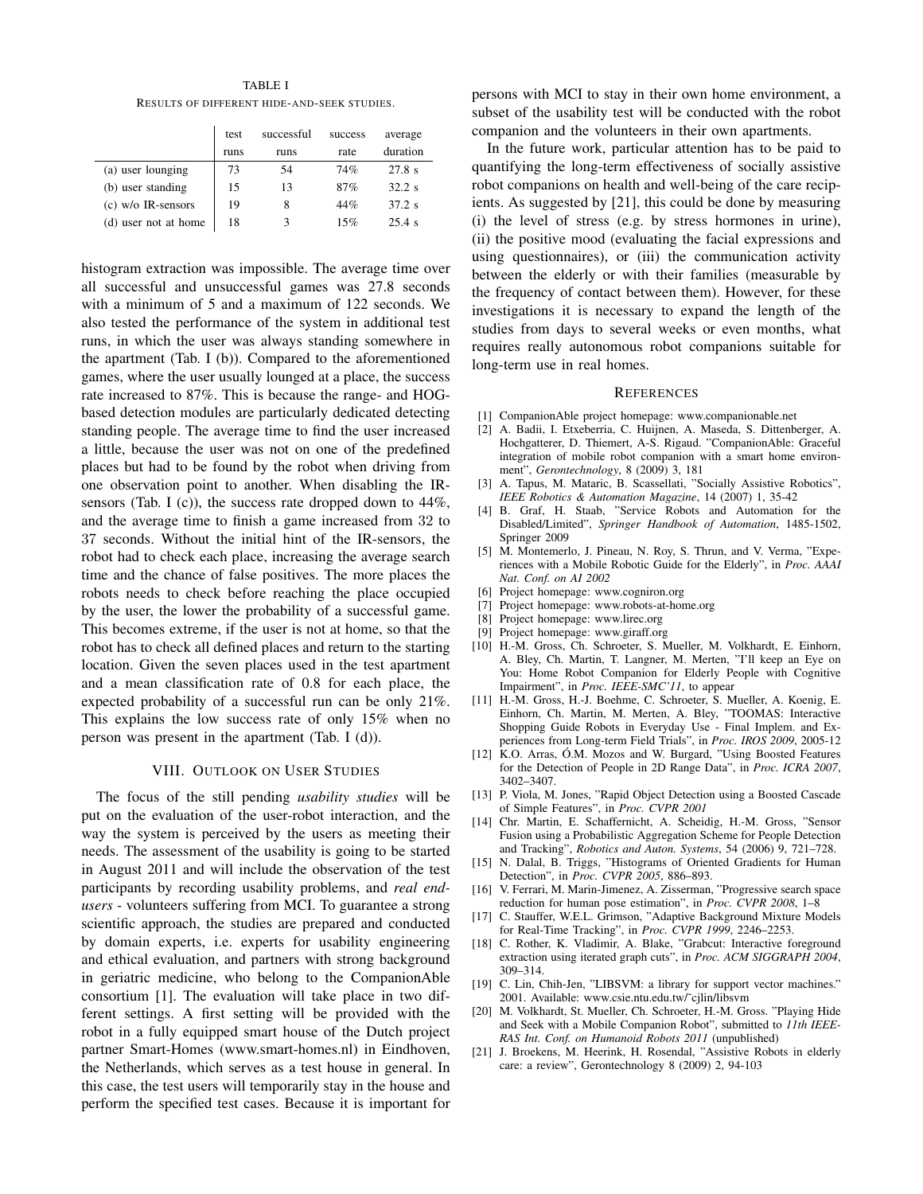TABLE I

RESULTS OF DIFFERENT HIDE-AND-SEEK STUDIES.

| | test runs | successful runs | success rate | average duration |
|---|---|---|---|---|
| (a) user lounging | 73 | 54 | 74% | 27.8 s |
| (b) user standing | 15 | 13 | 87% | 32.2 s |
| (c) w/o IR-sensors | 19 | 8 | 44% | 37.2 s |
| (d) user not at home | 18 | 3 | 15% | 25.4 s |

histogram extraction was impossible. The average time over all successful and unsuccessful games was 27.8 seconds with a minimum of 5 and a maximum of 122 seconds. We also tested the performance of the system in additional test runs, in which the user was always standing somewhere in the apartment (Tab. I (b)). Compared to the aforementioned games, where the user usually lounged at a place, the success rate increased to 87%. This is because the range- and HOG-based detection modules are particularly dedicated detecting standing people. The average time to find the user increased a little, because the user was not on one of the predefined places but had to be found by the robot when driving from one observation point to another. When disabling the IR-sensors (Tab. I (c)), the success rate dropped down to 44%, and the average time to finish a game increased from 32 to 37 seconds. Without the initial hint of the IR-sensors, the robot had to check each place, increasing the average search time and the chance of false positives. The more places the robots needs to check before reaching the place occupied by the user, the lower the probability of a successful game. This becomes extreme, if the user is not at home, so that the robot has to check all defined places and return to the starting location. Given the seven places used in the test apartment and a mean classification rate of 0.8 for each place, the expected probability of a successful run can be only 21%. This explains the low success rate of only 15% when no person was present in the apartment (Tab. I (d)).

## VIII. OUTLOOK ON USER STUDIES

The focus of the still pending *usability studies* will be put on the evaluation of the user-robot interaction, and the way the system is perceived by the users as meeting their needs. The assessment of the usability is going to be started in August 2011 and will include the observation of the test participants by recording usability problems, and *real end-users* - volunteers suffering from MCI. To guarantee a strong scientific approach, the studies are prepared and conducted by domain experts, i.e. experts for usability engineering and ethical evaluation, and partners with strong background in geriatric medicine, who belong to the CompanionAble consortium [1]. The evaluation will take place in two different settings. A first setting will be provided with the robot in a fully equipped smart house of the Dutch project partner Smart-Homes (www.smart-homes.nl) in Eindhoven, the Netherlands, which serves as a test house in general. In this case, the test users will temporarily stay in the house and perform the specified test cases. Because it is important for persons with MCI to stay in their own home environment, a subset of the usability test will be conducted with the robot companion and the volunteers in their own apartments.

In the future work, particular attention has to be paid to quantifying the long-term effectiveness of socially assistive robot companions on health and well-being of the care recipients. As suggested by [21], this could be done by measuring (i) the level of stress (e.g. by stress hormones in urine), (ii) the positive mood (evaluating the facial expressions and using questionnaires), or (iii) the communication activity between the elderly or with their families (measurable by the frequency of contact between them). However, for these investigations it is necessary to expand the length of the studies from days to several weeks or even months, what requires really autonomous robot companions suitable for long-term use in real homes.

## REFERENCES

[1] CompanionAble project homepage: www.companionable.net

[2] A. Badii, I. Etxeberria, C. Huijnen, A. Maseda, S. Dittenberger, A. Hochgatterer, D. Thiemert, A-S. Rigaud. "CompanionAble: Graceful integration of mobile robot companion with a smart home environment", *Gerontechnology*, 8 (2009) 3, 181

[3] A. Tapus, M. Mataric, B. Scassellati, "Socially Assistive Robotics", *IEEE Robotics & Automation Magazine*, 14 (2007) 1, 35-42

[4] B. Graf, H. Staab, "Service Robots and Automation for the Disabled/Limited", *Springer Handbook of Automation*, 1485-1502, Springer 2009

[5] M. Montemerlo, J. Pineau, N. Roy, S. Thrun, and V. Verma, "Experiences with a Mobile Robotic Guide for the Elderly", in *Proc. AAAI Nat. Conf. on AI 2002*

[6] Project homepage: www.cogniron.org

[7] Project homepage: www.robots-at-home.org

[8] Project homepage: www.lirec.org

[9] Project homepage: www.giraff.org

[10] H.-M. Gross, Ch. Schroeter, S. Mueller, M. Volkhardt, E. Einhorn, A. Bley, Ch. Martin, T. Langner, M. Merten, "I'll keep an Eye on You: Home Robot Companion for Elderly People with Cognitive Impairment", in *Proc. IEEE-SMC'11*, to appear

[11] H.-M. Gross, H.-J. Boehme, C. Schroeter, S. Mueller, A. Koenig, E. Einhorn, Ch. Martin, M. Merten, A. Bley, "TOOMAS: Interactive Shopping Guide Robots in Everyday Use - Final Implem. and Experiences from Long-term Field Trials", in *Proc. IROS 2009*, 2005-12

[12] K.O. Arras, Ó.M. Mozos and W. Burgard, "Using Boosted Features for the Detection of People in 2D Range Data", in *Proc. ICRA 2007*, 3402–3407.

[13] P. Viola, M. Jones, "Rapid Object Detection using a Boosted Cascade of Simple Features", in *Proc. CVPR 2001*

[14] Chr. Martin, E. Schaffernicht, A. Scheidig, H.-M. Gross, "Sensor Fusion using a Probabilistic Aggregation Scheme for People Detection and Tracking", *Robotics and Auton. Systems*, 54 (2006) 9, 721–728.

[15] N. Dalal, B. Triggs, "Histograms of Oriented Gradients for Human Detection", in *Proc. CVPR 2005*, 886–893.

[16] V. Ferrari, M. Marin-Jimenez, A. Zisserman, "Progressive search space reduction for human pose estimation", in *Proc. CVPR 2008*, 1–8

[17] C. Stauffer, W.E.L. Grimson, "Adaptive Background Mixture Models for Real-Time Tracking", in *Proc. CVPR 1999*, 2246–2253.

[18] C. Rother, K. Vladimir, A. Blake, "Grabcut: Interactive foreground extraction using iterated graph cuts", in *Proc. ACM SIGGRAPH 2004*, 309–314.

[19] C. Lin, Chih-Jen, "LIBSVM: a library for support vector machines." 2001. Available: www.csie.ntu.edu.tw/~cjlin/libsvm

[20] M. Volkhardt, St. Mueller, Ch. Schroeter, H.-M. Gross. "Playing Hide and Seek with a Mobile Companion Robot", submitted to *11th IEEE-RAS Int. Conf. on Humanoid Robots 2011* (unpublished)

[21] J. Broekens, M. Heerink, H. Rosendal, "Assistive Robots in elderly care: a review", Gerontechnology 8 (2009) 2, 94-103